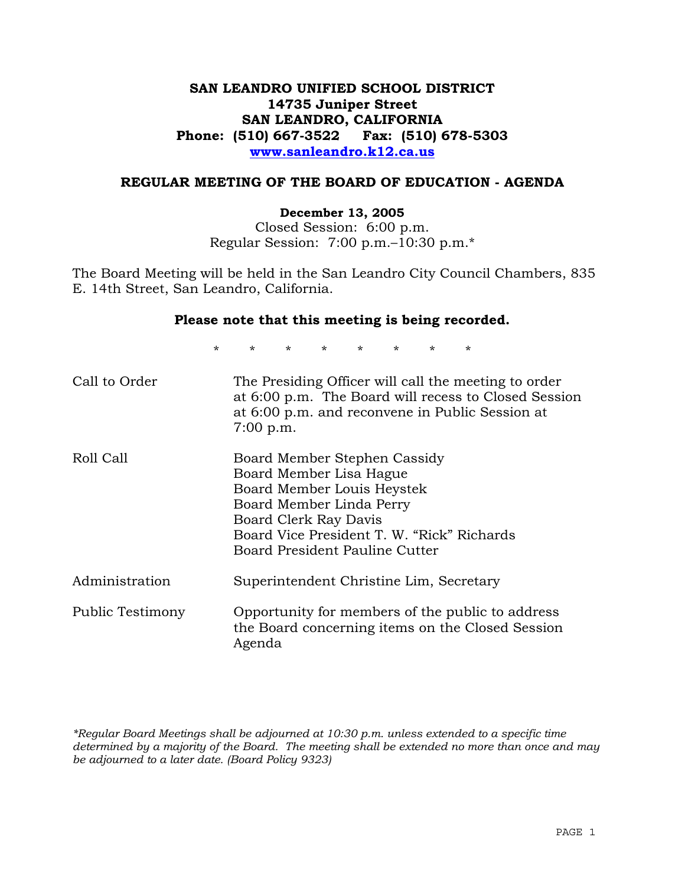**SAN LEANDRO UNIFIED SCHOOL DISTRICT**
**14735 Juniper Street**
**SAN LEANDRO, CALIFORNIA**
**Phone: (510) 667-3522 Fax: (510) 678-5303**
**www.sanleandro.k12.ca.us**

## REGULAR MEETING OF THE BOARD OF EDUCATION - AGENDA

**December 13, 2005**
Closed Session: 6:00 p.m.
Regular Session: 7:00 p.m.–10:30 p.m.*

The Board Meeting will be held in the San Leandro City Council Chambers, 835 E. 14th Street, San Leandro, California.

**Please note that this meeting is being recorded.**

\* \* \* \* \* \* \* \*

| | |
|---|---|
| Call to Order | The Presiding Officer will call the meeting to order at 6:00 p.m. The Board will recess to Closed Session at 6:00 p.m. and reconvene in Public Session at 7:00 p.m. |
| Roll Call | Board Member Stephen Cassidy<br>Board Member Lisa Hague<br>Board Member Louis Heystek<br>Board Member Linda Perry<br>Board Clerk Ray Davis<br>Board Vice President T. W. "Rick" Richards<br>Board President Pauline Cutter |
| Administration | Superintendent Christine Lim, Secretary |
| Public Testimony | Opportunity for members of the public to address the Board concerning items on the Closed Session Agenda |

*\*Regular Board Meetings shall be adjourned at 10:30 p.m. unless extended to a specific time determined by a majority of the Board. The meeting shall be extended no more than once and may be adjourned to a later date. (Board Policy 9323)*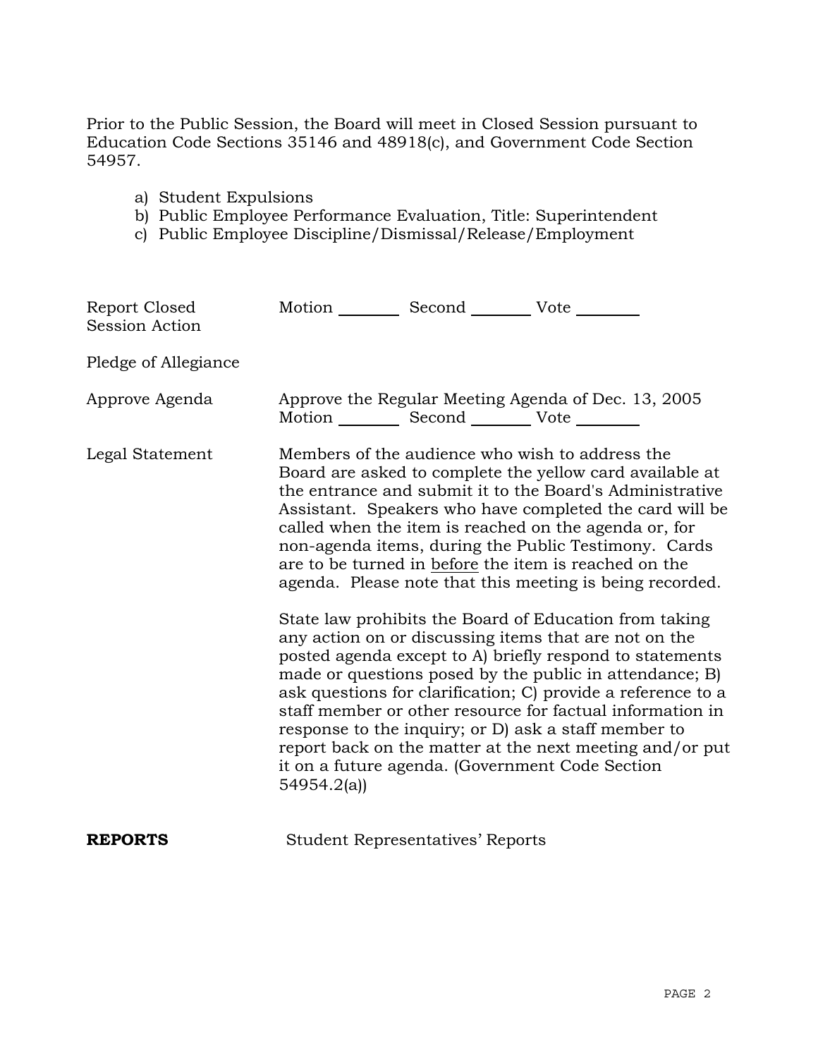Prior to the Public Session, the Board will meet in Closed Session pursuant to Education Code Sections 35146 and 48918(c), and Government Code Section 54957.

a) Student Expulsions
b) Public Employee Performance Evaluation, Title: Superintendent
c) Public Employee Discipline/Dismissal/Release/Employment

| | |
|---|---|
| Report Closed Session Action | Motion ________ Second ________ Vote ________ |
| Pledge of Allegiance | |
| Approve Agenda | Approve the Regular Meeting Agenda of Dec. 13, 2005<br>Motion ________ Second ________ Vote ________ |
| Legal Statement | Members of the audience who wish to address the Board are asked to complete the yellow card available at the entrance and submit it to the Board's Administrative Assistant. Speakers who have completed the card will be called when the item is reached on the agenda or, for non-agenda items, during the Public Testimony. Cards are to be turned in <u>before</u> the item is reached on the agenda. Please note that this meeting is being recorded.<br><br>State law prohibits the Board of Education from taking any action on or discussing items that are not on the posted agenda except to A) briefly respond to statements made or questions posed by the public in attendance; B) ask questions for clarification; C) provide a reference to a staff member or other resource for factual information in response to the inquiry; or D) ask a staff member to report back on the matter at the next meeting and/or put it on a future agenda. (Government Code Section 54954.2(a)) |

**REPORTS** Student Representatives' Reports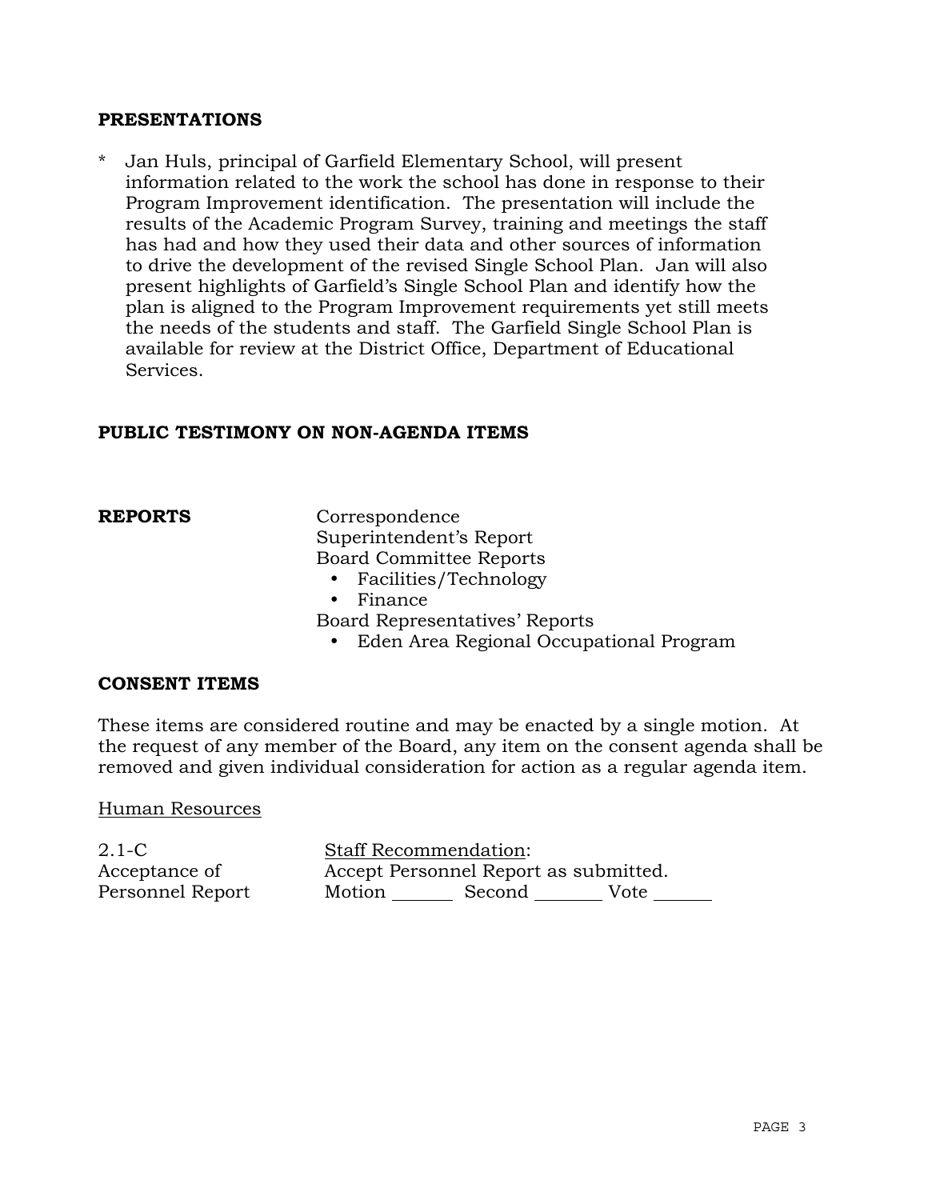## PRESENTATIONS

* Jan Huls, principal of Garfield Elementary School, will present information related to the work the school has done in response to their Program Improvement identification. The presentation will include the results of the Academic Program Survey, training and meetings the staff has had and how they used their data and other sources of information to drive the development of the revised Single School Plan. Jan will also present highlights of Garfield's Single School Plan and identify how the plan is aligned to the Program Improvement requirements yet still meets the needs of the students and staff. The Garfield Single School Plan is available for review at the District Office, Department of Educational Services.

## PUBLIC TESTIMONY ON NON-AGENDA ITEMS

## REPORTS

Correspondence
Superintendent's Report
Board Committee Reports
- Facilities/Technology
- Finance

Board Representatives' Reports
- Eden Area Regional Occupational Program

## CONSENT ITEMS

These items are considered routine and may be enacted by a single motion. At the request of any member of the Board, any item on the consent agenda shall be removed and given individual consideration for action as a regular agenda item.

Human Resources

2.1-C
Acceptance of Personnel Report

Staff Recommendation:
Accept Personnel Report as submitted.
Motion ______ Second ______ Vote ______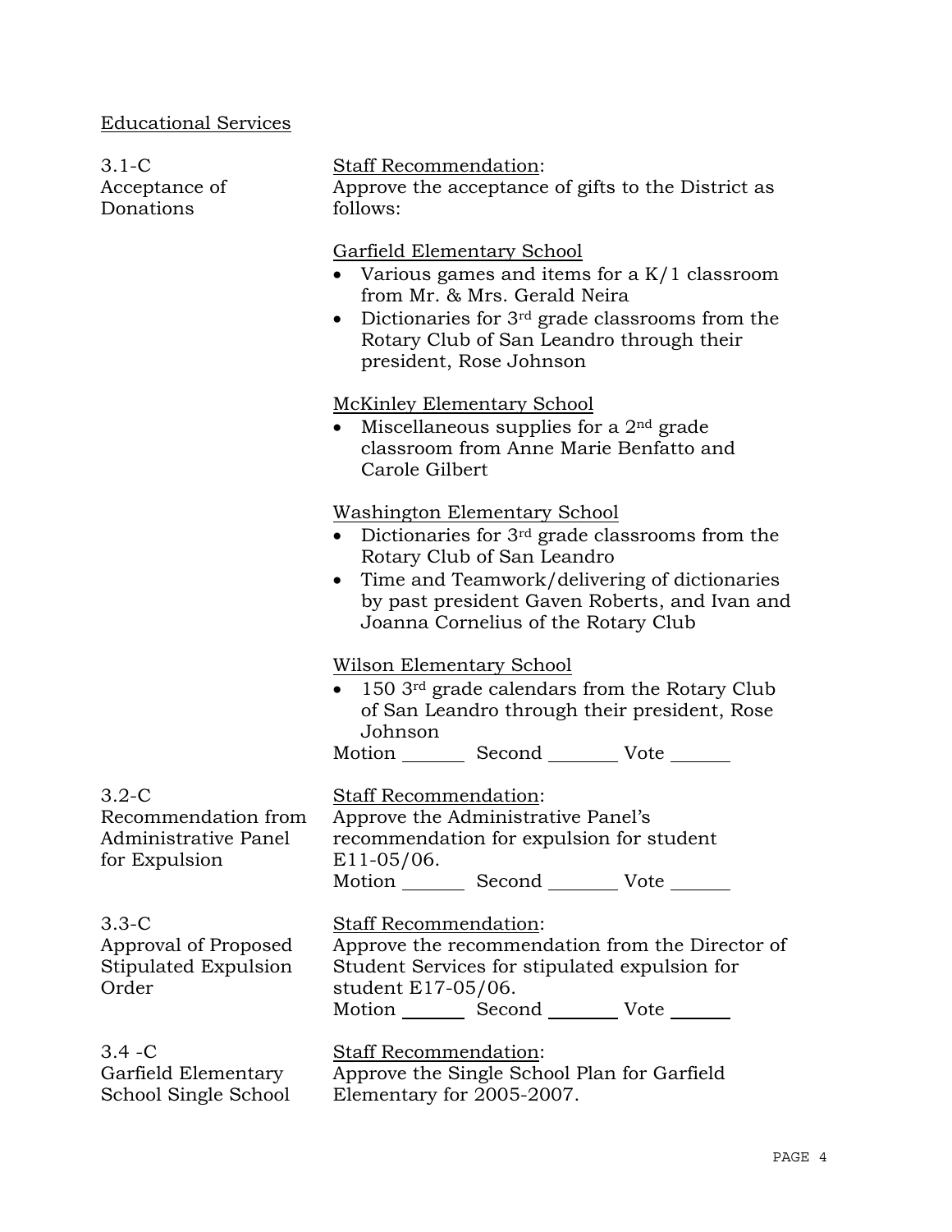Educational Services

3.1-C
Acceptance of Donations

Staff Recommendation:
Approve the acceptance of gifts to the District as follows:

Garfield Elementary School
- Various games and items for a K/1 classroom from Mr. & Mrs. Gerald Neira
- Dictionaries for 3rd grade classrooms from the Rotary Club of San Leandro through their president, Rose Johnson

McKinley Elementary School
- Miscellaneous supplies for a 2nd grade classroom from Anne Marie Benfatto and Carole Gilbert

Washington Elementary School
- Dictionaries for 3rd grade classrooms from the Rotary Club of San Leandro
- Time and Teamwork/delivering of dictionaries by past president Gaven Roberts, and Ivan and Joanna Cornelius of the Rotary Club

Wilson Elementary School
- 150 3rd grade calendars from the Rotary Club of San Leandro through their president, Rose Johnson

Motion _______ Second _______ Vote _______

3.2-C
Recommendation from Administrative Panel for Expulsion

Staff Recommendation:
Approve the Administrative Panel's recommendation for expulsion for student E11-05/06.

Motion _______ Second _______ Vote _______

3.3-C
Approval of Proposed Stipulated Expulsion Order

Staff Recommendation:
Approve the recommendation from the Director of Student Services for stipulated expulsion for student E17-05/06.

Motion _______ Second _______ Vote _______

3.4 -C
Garfield Elementary School Single School

Staff Recommendation:
Approve the Single School Plan for Garfield Elementary for 2005-2007.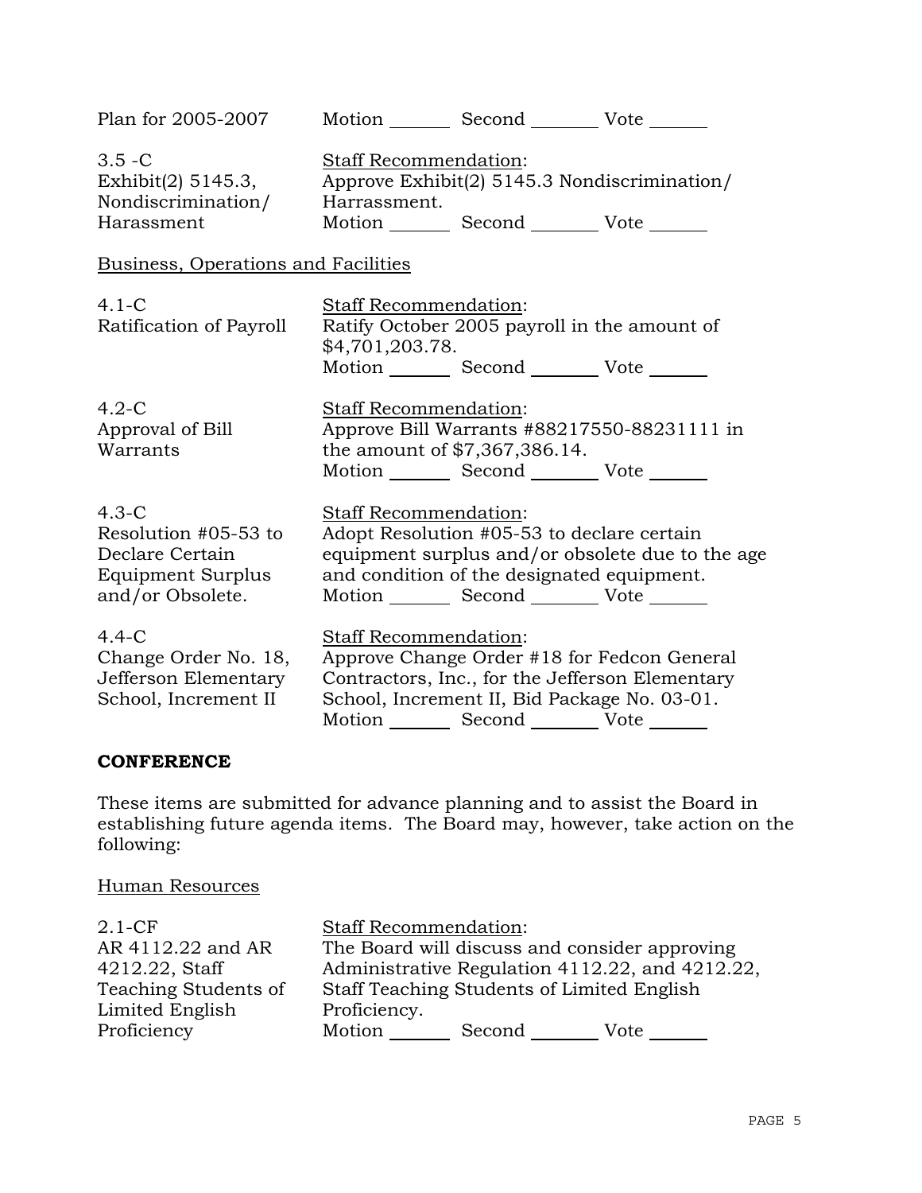| | |
|---|---|
| Plan for 2005-2007 | Motion _______ Second _______ Vote ______ |
| 3.5 -C<br>Exhibit(2) 5145.3,<br>Nondiscrimination/<br>Harassment | Staff Recommendation:<br>Approve Exhibit(2) 5145.3 Nondiscrimination/ Harrassment.<br>Motion _______ Second _______ Vote ______ |

Business, Operations and Facilities

| | |
|---|---|
| 4.1-C<br>Ratification of Payroll | Staff Recommendation:<br>Ratify October 2005 payroll in the amount of $4,701,203.78.<br>Motion _______ Second _______ Vote ______ |
| 4.2-C<br>Approval of Bill Warrants | Staff Recommendation:<br>Approve Bill Warrants #88217550-88231111 in the amount of $7,367,386.14.<br>Motion _______ Second _______ Vote ______ |
| 4.3-C<br>Resolution #05-53 to Declare Certain Equipment Surplus and/or Obsolete. | Staff Recommendation:<br>Adopt Resolution #05-53 to declare certain equipment surplus and/or obsolete due to the age and condition of the designated equipment.<br>Motion _______ Second _______ Vote ______ |
| 4.4-C<br>Change Order No. 18, Jefferson Elementary School, Increment II | Staff Recommendation:<br>Approve Change Order #18 for Fedcon General Contractors, Inc., for the Jefferson Elementary School, Increment II, Bid Package No. 03-01.<br>Motion _______ Second _______ Vote ______ |

**CONFERENCE**

These items are submitted for advance planning and to assist the Board in establishing future agenda items. The Board may, however, take action on the following:

Human Resources

| | |
|---|---|
| 2.1-CF<br>AR 4112.22 and AR 4212.22, Staff Teaching Students of Limited English Proficiency | Staff Recommendation:<br>The Board will discuss and consider approving Administrative Regulation 4112.22, and 4212.22, Staff Teaching Students of Limited English Proficiency.<br>Motion _______ Second _______ Vote ______ |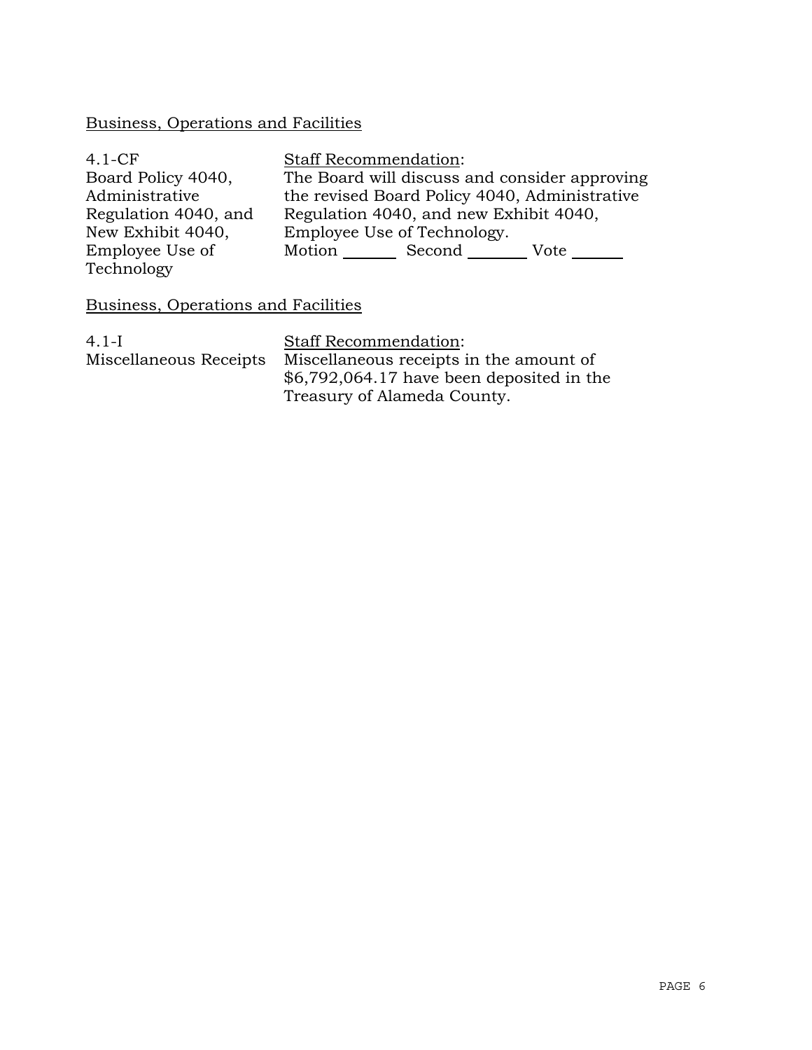Business, Operations and Facilities

| | |
|---|---|
| 4.1-CF<br>Board Policy 4040, Administrative Regulation 4040, and New Exhibit 4040, Employee Use of Technology | Staff Recommendation:<br>The Board will discuss and consider approving the revised Board Policy 4040, Administrative Regulation 4040, and new Exhibit 4040, Employee Use of Technology.<br>Motion \_\_\_\_\_\_ Second \_\_\_\_\_\_ Vote \_\_\_\_\_\_ |

Business, Operations and Facilities

| | |
|---|---|
| 4.1-I<br>Miscellaneous Receipts | Staff Recommendation:<br>Miscellaneous receipts in the amount of $6,792,064.17 have been deposited in the Treasury of Alameda County. |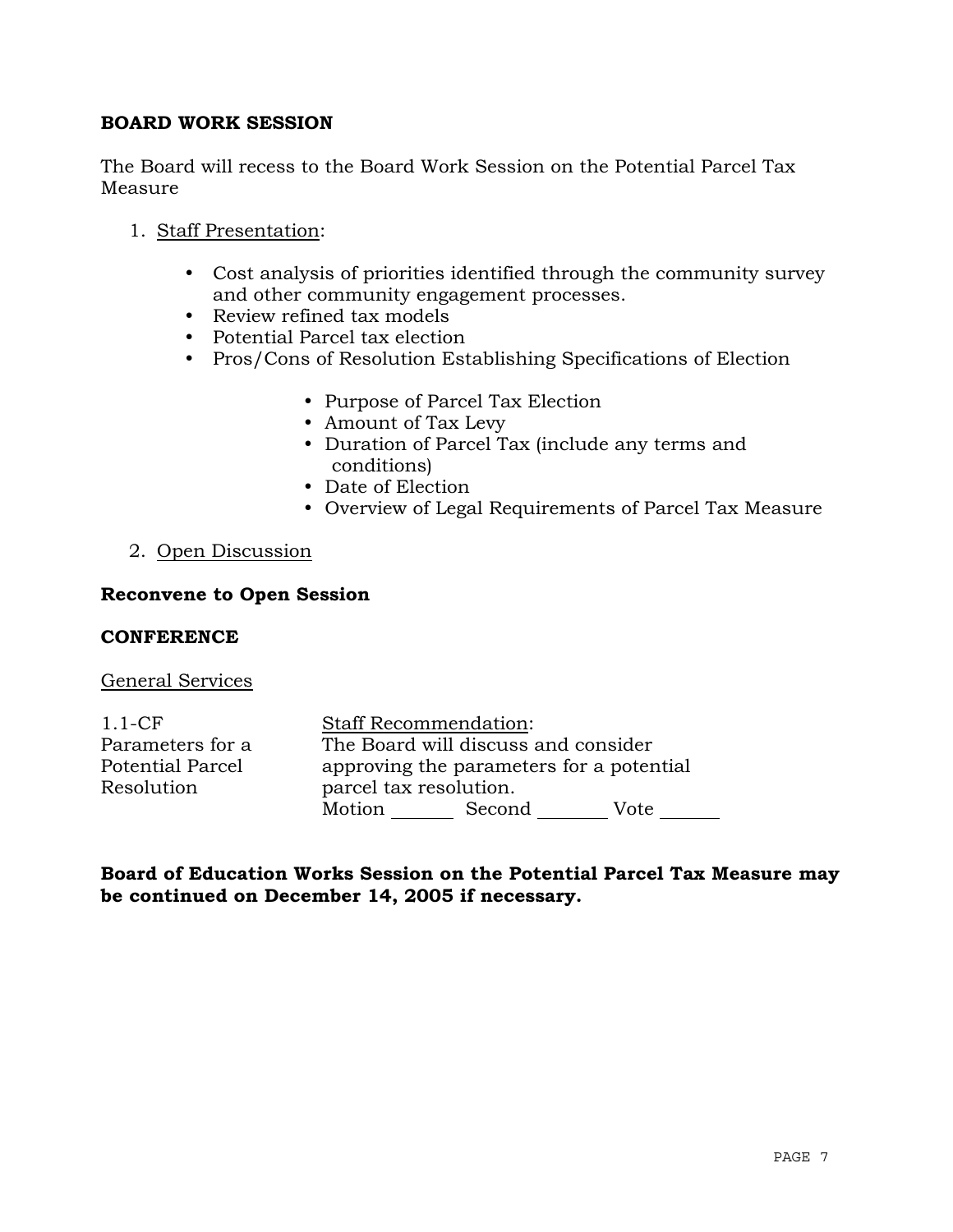**BOARD WORK SESSION**

The Board will recess to the Board Work Session on the Potential Parcel Tax Measure

1. Staff Presentation:

   - Cost analysis of priorities identified through the community survey and other community engagement processes.
   - Review refined tax models
   - Potential Parcel tax election
   - Pros/Cons of Resolution Establishing Specifications of Election

     - Purpose of Parcel Tax Election
     - Amount of Tax Levy
     - Duration of Parcel Tax (include any terms and conditions)
     - Date of Election
     - Overview of Legal Requirements of Parcel Tax Measure

2. Open Discussion

**Reconvene to Open Session**

**CONFERENCE**

General Services

| | |
|---|---|
| 1.1-CF<br>Parameters for a Potential Parcel Resolution | Staff Recommendation:<br>The Board will discuss and consider approving the parameters for a potential parcel tax resolution.<br>Motion \_\_\_\_\_\_ Second \_\_\_\_\_\_\_ Vote \_\_\_\_\_\_ |

**Board of Education Works Session on the Potential Parcel Tax Measure may be continued on December 14, 2005 if necessary.**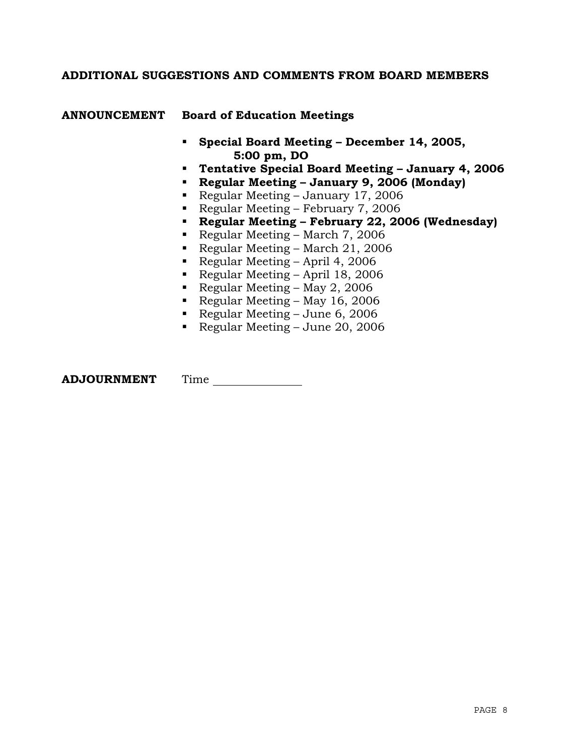**ADDITIONAL SUGGESTIONS AND COMMENTS FROM BOARD MEMBERS**

**ANNOUNCEMENT** **Board of Education Meetings**

- **Special Board Meeting – December 14, 2005, 5:00 pm, DO**
- **Tentative Special Board Meeting – January 4, 2006**
- **Regular Meeting – January 9, 2006 (Monday)**
- Regular Meeting – January 17, 2006
- Regular Meeting – February 7, 2006
- **Regular Meeting – February 22, 2006 (Wednesday)**
- Regular Meeting – March 7, 2006
- Regular Meeting – March 21, 2006
- Regular Meeting – April 4, 2006
- Regular Meeting – April 18, 2006
- Regular Meeting – May 2, 2006
- Regular Meeting – May 16, 2006
- Regular Meeting – June 6, 2006
- Regular Meeting – June 20, 2006

**ADJOURNMENT** Time _______________